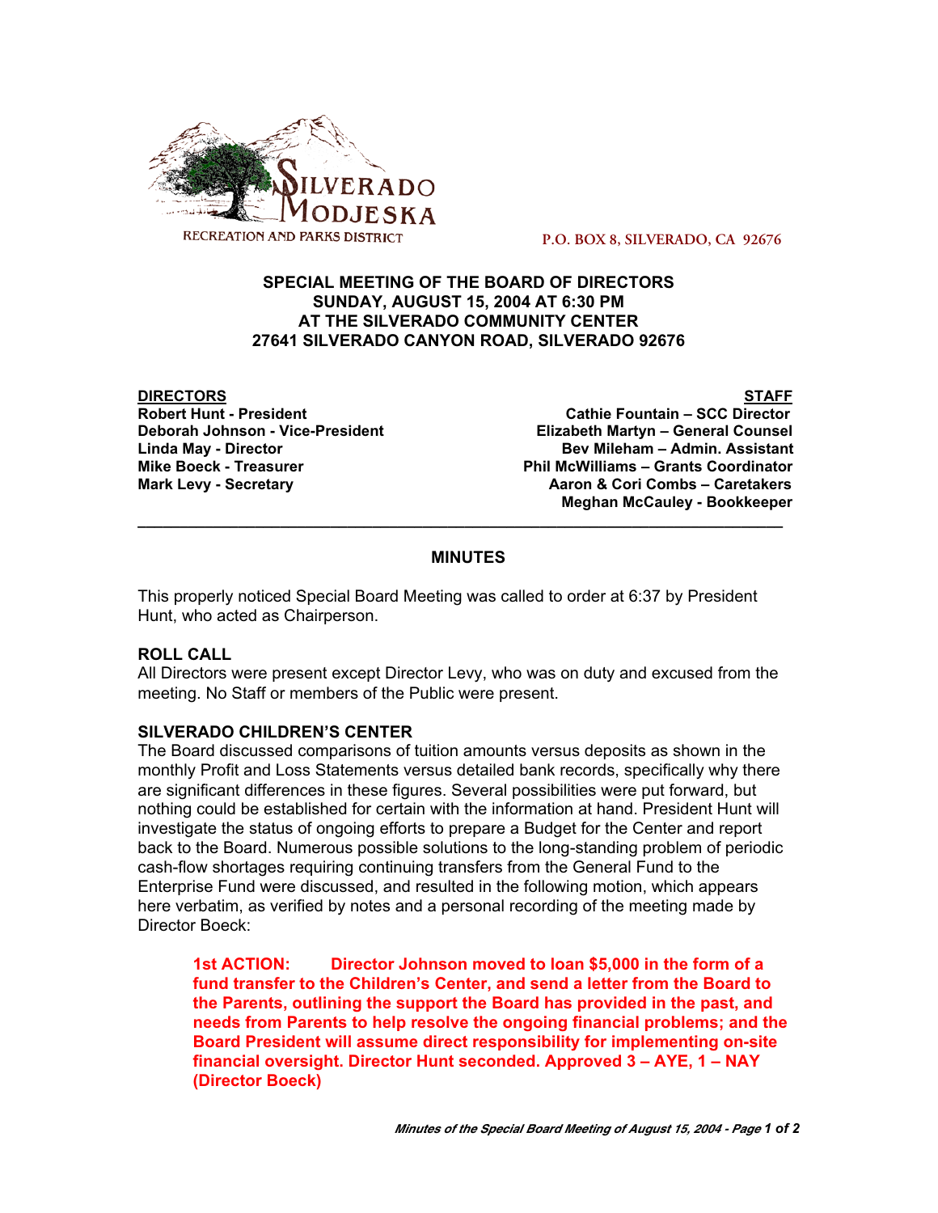SILVERADO MODJESKA RECREATION AND PARKS DISTRICT

P.O. BOX 8, SILVERADO, CA 92676

**SPECIAL MEETING OF THE BOARD OF DIRECTORS**
**SUNDAY, AUGUST 15, 2004 AT 6:30 PM**
**AT THE SILVERADO COMMUNITY CENTER**
**27641 SILVERADO CANYON ROAD, SILVERADO 92676**

| DIRECTORS | STAFF |
|---|---|
| Robert Hunt - President | Cathie Fountain – SCC Director |
| Deborah Johnson - Vice-President | Elizabeth Martyn – General Counsel |
| Linda May - Director | Bev Mileham – Admin. Assistant |
| Mike Boeck - Treasurer | Phil McWilliams – Grants Coordinator |
| Mark Levy - Secretary | Aaron & Cori Combs – Caretakers |
| | Meghan McCauley - Bookkeeper |

---

## MINUTES

This properly noticed Special Board Meeting was called to order at 6:37 by President Hunt, who acted as Chairperson.

### ROLL CALL

All Directors were present except Director Levy, who was on duty and excused from the meeting. No Staff or members of the Public were present.

### SILVERADO CHILDREN'S CENTER

The Board discussed comparisons of tuition amounts versus deposits as shown in the monthly Profit and Loss Statements versus detailed bank records, specifically why there are significant differences in these figures. Several possibilities were put forward, but nothing could be established for certain with the information at hand. President Hunt will investigate the status of ongoing efforts to prepare a Budget for the Center and report back to the Board. Numerous possible solutions to the long-standing problem of periodic cash-flow shortages requiring continuing transfers from the General Fund to the Enterprise Fund were discussed, and resulted in the following motion, which appears here verbatim, as verified by notes and a personal recording of the meeting made by Director Boeck:

> **1st ACTION: Director Johnson moved to loan $5,000 in the form of a fund transfer to the Children's Center, and send a letter from the Board to the Parents, outlining the support the Board has provided in the past, and needs from Parents to help resolve the ongoing financial problems; and the Board President will assume direct responsibility for implementing on-site financial oversight. Director Hunt seconded. Approved 3 – AYE, 1 – NAY (Director Boeck)**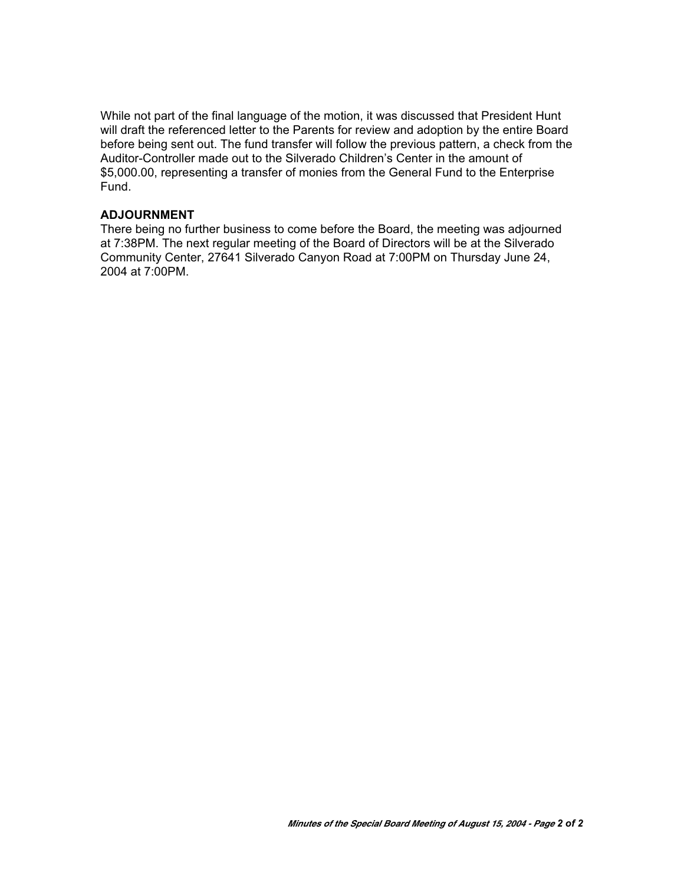While not part of the final language of the motion, it was discussed that President Hunt will draft the referenced letter to the Parents for review and adoption by the entire Board before being sent out. The fund transfer will follow the previous pattern, a check from the Auditor-Controller made out to the Silverado Children's Center in the amount of $5,000.00, representing a transfer of monies from the General Fund to the Enterprise Fund.

**ADJOURNMENT**

There being no further business to come before the Board, the meeting was adjourned at 7:38PM. The next regular meeting of the Board of Directors will be at the Silverado Community Center, 27641 Silverado Canyon Road at 7:00PM on Thursday June 24, 2004 at 7:00PM.